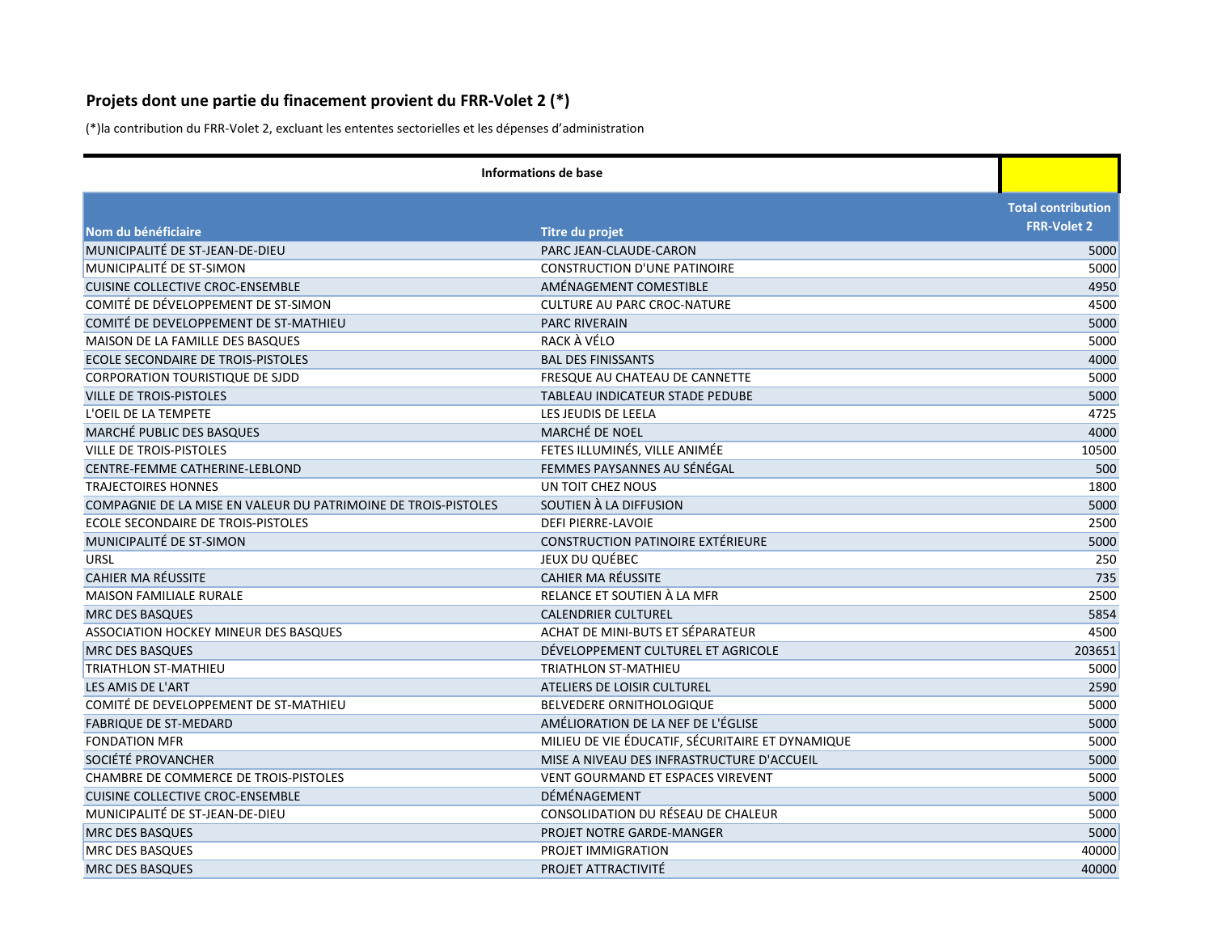## Projets dont une partie du finacement provient du FRR-Volet 2 (*)

(*)la contribution du FRR-Volet 2, excluant les ententes sectorielles et les dépenses d'administration

| Informations de base | | |
|---|---|---|
| **Nom du bénéficiaire** | **Titre du projet** | **Total contribution FRR-Volet 2** |
| MUNICIPALITÉ DE ST-JEAN-DE-DIEU | PARC JEAN-CLAUDE-CARON | 5000 |
| MUNICIPALITÉ DE ST-SIMON | CONSTRUCTION D'UNE PATINOIRE | 5000 |
| CUISINE COLLECTIVE CROC-ENSEMBLE | AMÉNAGEMENT COMESTIBLE | 4950 |
| COMITÉ DE DÉVELOPPEMENT DE ST-SIMON | CULTURE AU PARC CROC-NATURE | 4500 |
| COMITÉ DE DEVELOPPEMENT DE ST-MATHIEU | PARC RIVERAIN | 5000 |
| MAISON DE LA FAMILLE DES BASQUES | RACK À VÉLO | 5000 |
| ECOLE SECONDAIRE DE TROIS-PISTOLES | BAL DES FINISSANTS | 4000 |
| CORPORATION TOURISTIQUE DE SJDD | FRESQUE AU CHATEAU DE CANNETTE | 5000 |
| VILLE DE TROIS-PISTOLES | TABLEAU INDICATEUR STADE PEDUBE | 5000 |
| L'OEIL DE LA TEMPETE | LES JEUDIS DE LEELA | 4725 |
| MARCHÉ PUBLIC DES BASQUES | MARCHÉ DE NOEL | 4000 |
| VILLE DE TROIS-PISTOLES | FETES ILLUMINÉS, VILLE ANIMÉE | 10500 |
| CENTRE-FEMME CATHERINE-LEBLOND | FEMMES PAYSANNES AU SÉNÉGAL | 500 |
| TRAJECTOIRES HONNES | UN TOIT CHEZ NOUS | 1800 |
| COMPAGNIE DE LA MISE EN VALEUR DU PATRIMOINE DE TROIS-PISTOLES | SOUTIEN À LA DIFFUSION | 5000 |
| ECOLE SECONDAIRE DE TROIS-PISTOLES | DEFI PIERRE-LAVOIE | 2500 |
| MUNICIPALITÉ DE ST-SIMON | CONSTRUCTION PATINOIRE EXTÉRIEURE | 5000 |
| URSL | JEUX DU QUÉBEC | 250 |
| CAHIER MA RÉUSSITE | CAHIER MA RÉUSSITE | 735 |
| MAISON FAMILIALE RURALE | RELANCE ET SOUTIEN À LA MFR | 2500 |
| MRC DES BASQUES | CALENDRIER CULTUREL | 5854 |
| ASSOCIATION HOCKEY MINEUR DES BASQUES | ACHAT DE MINI-BUTS ET SÉPARATEUR | 4500 |
| MRC DES BASQUES | DÉVELOPPEMENT CULTUREL ET AGRICOLE | 203651 |
| TRIATHLON ST-MATHIEU | TRIATHLON ST-MATHIEU | 5000 |
| LES AMIS DE L'ART | ATELIERS DE LOISIR CULTUREL | 2590 |
| COMITÉ DE DEVELOPPEMENT DE ST-MATHIEU | BELVEDERE ORNITHOLOGIQUE | 5000 |
| FABRIQUE DE ST-MEDARD | AMÉLIORATION DE LA NEF DE L'ÉGLISE | 5000 |
| FONDATION MFR | MILIEU DE VIE ÉDUCATIF, SÉCURITAIRE ET DYNAMIQUE | 5000 |
| SOCIÉTÉ PROVANCHER | MISE A NIVEAU DES INFRASTRUCTURE D'ACCUEIL | 5000 |
| CHAMBRE DE COMMERCE DE TROIS-PISTOLES | VENT GOURMAND ET ESPACES VIREVENT | 5000 |
| CUISINE COLLECTIVE CROC-ENSEMBLE | DÉMÉNAGEMENT | 5000 |
| MUNICIPALITÉ DE ST-JEAN-DE-DIEU | CONSOLIDATION DU RÉSEAU DE CHALEUR | 5000 |
| MRC DES BASQUES | PROJET NOTRE GARDE-MANGER | 5000 |
| MRC DES BASQUES | PROJET IMMIGRATION | 40000 |
| MRC DES BASQUES | PROJET ATTRACTIVITÉ | 40000 |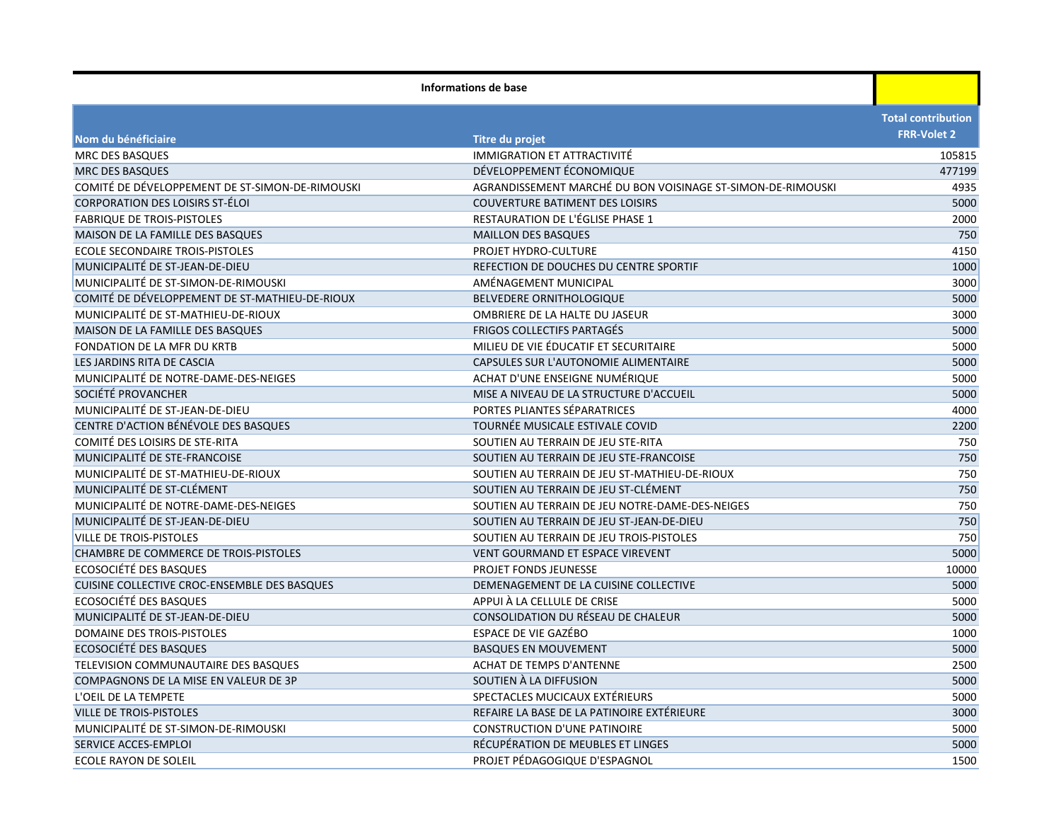| Informations de base | | |
|---|---|---|
| **Nom du bénéficiaire** | **Titre du projet** | **Total contribution FRR-Volet 2** |
| MRC DES BASQUES | IMMIGRATION ET ATTRACTIVITÉ | 105815 |
| MRC DES BASQUES | DÉVELOPPEMENT ÉCONOMIQUE | 477199 |
| COMITÉ DE DÉVELOPPEMENT DE ST-SIMON-DE-RIMOUSKI | AGRANDISSEMENT MARCHÉ DU BON VOISINAGE ST-SIMON-DE-RIMOUSKI | 4935 |
| CORPORATION DES LOISIRS ST-ÉLOI | COUVERTURE BATIMENT DES LOISIRS | 5000 |
| FABRIQUE DE TROIS-PISTOLES | RESTAURATION DE L'ÉGLISE PHASE 1 | 2000 |
| MAISON DE LA FAMILLE DES BASQUES | MAILLON DES BASQUES | 750 |
| ECOLE SECONDAIRE TROIS-PISTOLES | PROJET HYDRO-CULTURE | 4150 |
| MUNICIPALITÉ DE ST-JEAN-DE-DIEU | REFECTION DE DOUCHES DU CENTRE SPORTIF | 1000 |
| MUNICIPALITÉ DE ST-SIMON-DE-RIMOUSKI | AMÉNAGEMENT MUNICIPAL | 3000 |
| COMITÉ DE DÉVELOPPEMENT DE ST-MATHIEU-DE-RIOUX | BELVEDERE ORNITHOLOGIQUE | 5000 |
| MUNICIPALITÉ DE ST-MATHIEU-DE-RIOUX | OMBRIERE DE LA HALTE DU JASEUR | 3000 |
| MAISON DE LA FAMILLE DES BASQUES | FRIGOS COLLECTIFS PARTAGÉS | 5000 |
| FONDATION DE LA MFR DU KRTB | MILIEU DE VIE ÉDUCATIF ET SECURITAIRE | 5000 |
| LES JARDINS RITA DE CASCIA | CAPSULES SUR L'AUTONOMIE ALIMENTAIRE | 5000 |
| MUNICIPALITÉ DE NOTRE-DAME-DES-NEIGES | ACHAT D'UNE ENSEIGNE NUMÉRIQUE | 5000 |
| SOCIÉTÉ PROVANCHER | MISE A NIVEAU DE LA STRUCTURE D'ACCUEIL | 5000 |
| MUNICIPALITÉ DE ST-JEAN-DE-DIEU | PORTES PLIANTES SÉPARATRICES | 4000 |
| CENTRE D'ACTION BÉNÉVOLE DES BASQUES | TOURNÉE MUSICALE ESTIVALE COVID | 2200 |
| COMITÉ DES LOISIRS DE STE-RITA | SOUTIEN AU TERRAIN DE JEU STE-RITA | 750 |
| MUNICIPALITÉ DE STE-FRANCOISE | SOUTIEN AU TERRAIN DE JEU STE-FRANCOISE | 750 |
| MUNICIPALITÉ DE ST-MATHIEU-DE-RIOUX | SOUTIEN AU TERRAIN DE JEU ST-MATHIEU-DE-RIOUX | 750 |
| MUNICIPALITÉ DE ST-CLÉMENT | SOUTIEN AU TERRAIN DE JEU ST-CLÉMENT | 750 |
| MUNICIPALITÉ DE NOTRE-DAME-DES-NEIGES | SOUTIEN AU TERRAIN DE JEU NOTRE-DAME-DES-NEIGES | 750 |
| MUNICIPALITÉ DE ST-JEAN-DE-DIEU | SOUTIEN AU TERRAIN DE JEU ST-JEAN-DE-DIEU | 750 |
| VILLE DE TROIS-PISTOLES | SOUTIEN AU TERRAIN DE JEU TROIS-PISTOLES | 750 |
| CHAMBRE DE COMMERCE DE TROIS-PISTOLES | VENT GOURMAND ET ESPACE VIREVENT | 5000 |
| ECOSOCIÉTÉ DES BASQUES | PROJET FONDS JEUNESSE | 10000 |
| CUISINE COLLECTIVE CROC-ENSEMBLE DES BASQUES | DEMENAGEMENT DE LA CUISINE COLLECTIVE | 5000 |
| ECOSOCIÉTÉ DES BASQUES | APPUI À LA CELLULE DE CRISE | 5000 |
| MUNICIPALITÉ DE ST-JEAN-DE-DIEU | CONSOLIDATION DU RÉSEAU DE CHALEUR | 5000 |
| DOMAINE DES TROIS-PISTOLES | ESPACE DE VIE GAZÉBO | 1000 |
| ECOSOCIÉTÉ DES BASQUES | BASQUES EN MOUVEMENT | 5000 |
| TELEVISION COMMUNAUTAIRE DES BASQUES | ACHAT DE TEMPS D'ANTENNE | 2500 |
| COMPAGNONS DE LA MISE EN VALEUR DE 3P | SOUTIEN À LA DIFFUSION | 5000 |
| L'OEIL DE LA TEMPETE | SPECTACLES MUCICAUX EXTÉRIEURS | 5000 |
| VILLE DE TROIS-PISTOLES | REFAIRE LA BASE DE LA PATINOIRE EXTÉRIEURE | 3000 |
| MUNICIPALITÉ DE ST-SIMON-DE-RIMOUSKI | CONSTRUCTION D'UNE PATINOIRE | 5000 |
| SERVICE ACCES-EMPLOI | RÉCUPÉRATION DE MEUBLES ET LINGES | 5000 |
| ECOLE RAYON DE SOLEIL | PROJET PÉDAGOGIQUE D'ESPAGNOL | 1500 |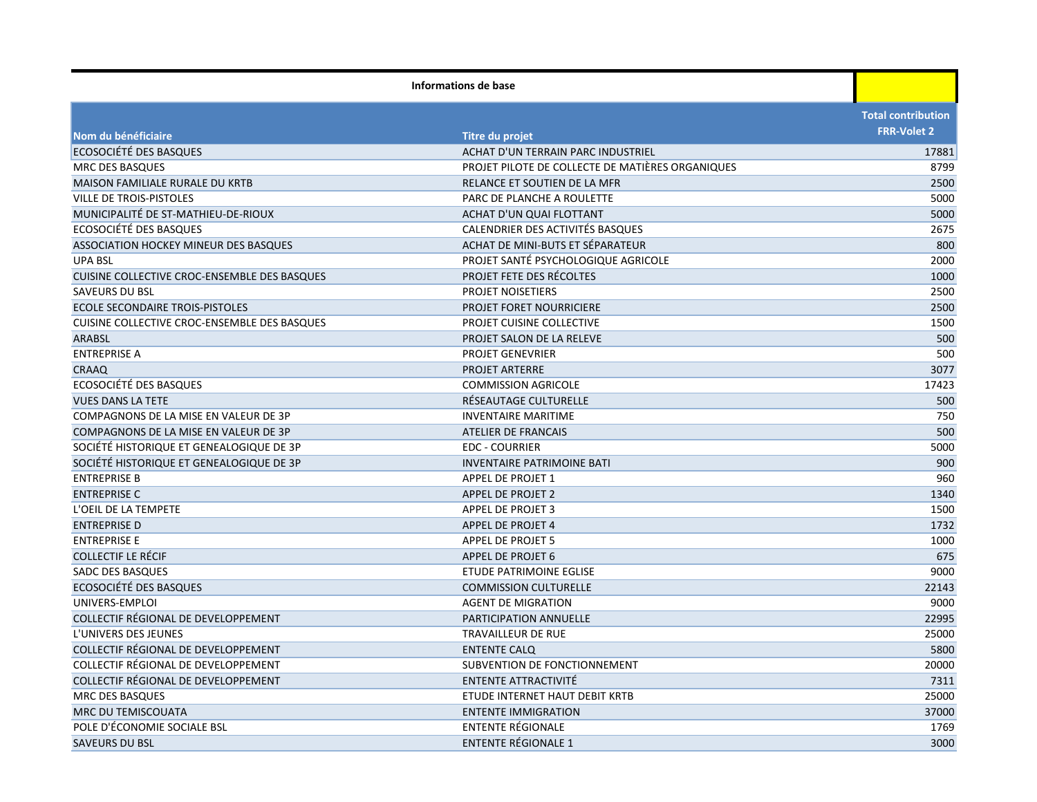**Informations de base**

| Nom du bénéficiaire | Titre du projet | Total contribution FRR-Volet 2 |
|---|---|---|
| ECOSOCIÉTÉ DES BASQUES | ACHAT D'UN TERRAIN PARC INDUSTRIEL | 17881 |
| MRC DES BASQUES | PROJET PILOTE DE COLLECTE DE MATIÈRES ORGANIQUES | 8799 |
| MAISON FAMILIALE RURALE DU KRTB | RELANCE ET SOUTIEN DE LA MFR | 2500 |
| VILLE DE TROIS-PISTOLES | PARC DE PLANCHE A ROULETTE | 5000 |
| MUNICIPALITÉ DE ST-MATHIEU-DE-RIOUX | ACHAT D'UN QUAI FLOTTANT | 5000 |
| ECOSOCIÉTÉ DES BASQUES | CALENDRIER DES ACTIVITÉS BASQUES | 2675 |
| ASSOCIATION HOCKEY MINEUR DES BASQUES | ACHAT DE MINI-BUTS ET SÉPARATEUR | 800 |
| UPA BSL | PROJET SANTÉ PSYCHOLOGIQUE AGRICOLE | 2000 |
| CUISINE COLLECTIVE CROC-ENSEMBLE DES BASQUES | PROJET FETE DES RÉCOLTES | 1000 |
| SAVEURS DU BSL | PROJET NOISETIERS | 2500 |
| ECOLE SECONDAIRE TROIS-PISTOLES | PROJET FORET NOURRICIERE | 2500 |
| CUISINE COLLECTIVE CROC-ENSEMBLE DES BASQUES | PROJET CUISINE COLLECTIVE | 1500 |
| ARABSL | PROJET SALON DE LA RELEVE | 500 |
| ENTREPRISE A | PROJET GENEVRIER | 500 |
| CRAAQ | PROJET ARTERRE | 3077 |
| ECOSOCIÉTÉ DES BASQUES | COMMISSION AGRICOLE | 17423 |
| VUES DANS LA TETE | RÉSEAUTAGE CULTURELLE | 500 |
| COMPAGNONS DE LA MISE EN VALEUR DE 3P | INVENTAIRE MARITIME | 750 |
| COMPAGNONS DE LA MISE EN VALEUR DE 3P | ATELIER DE FRANCAIS | 500 |
| SOCIÉTÉ HISTORIQUE ET GENEALOGIQUE DE 3P | EDC - COURRIER | 5000 |
| SOCIÉTÉ HISTORIQUE ET GENEALOGIQUE DE 3P | INVENTAIRE PATRIMOINE BATI | 900 |
| ENTREPRISE B | APPEL DE PROJET 1 | 960 |
| ENTREPRISE C | APPEL DE PROJET 2 | 1340 |
| L'OEIL DE LA TEMPETE | APPEL DE PROJET 3 | 1500 |
| ENTREPRISE D | APPEL DE PROJET 4 | 1732 |
| ENTREPRISE E | APPEL DE PROJET 5 | 1000 |
| COLLECTIF LE RÉCIF | APPEL DE PROJET 6 | 675 |
| SADC DES BASQUES | ETUDE PATRIMOINE EGLISE | 9000 |
| ECOSOCIÉTÉ DES BASQUES | COMMISSION CULTURELLE | 22143 |
| UNIVERS-EMPLOI | AGENT DE MIGRATION | 9000 |
| COLLECTIF RÉGIONAL DE DEVELOPPEMENT | PARTICIPATION ANNUELLE | 22995 |
| L'UNIVERS DES JEUNES | TRAVAILLEUR DE RUE | 25000 |
| COLLECTIF RÉGIONAL DE DEVELOPPEMENT | ENTENTE CALQ | 5800 |
| COLLECTIF RÉGIONAL DE DEVELOPPEMENT | SUBVENTION DE FONCTIONNEMENT | 20000 |
| COLLECTIF RÉGIONAL DE DEVELOPPEMENT | ENTENTE ATTRACTIVITÉ | 7311 |
| MRC DES BASQUES | ETUDE INTERNET HAUT DEBIT KRTB | 25000 |
| MRC DU TEMISCOUATA | ENTENTE IMMIGRATION | 37000 |
| POLE D'ÉCONOMIE SOCIALE BSL | ENTENTE RÉGIONALE | 1769 |
| SAVEURS DU BSL | ENTENTE RÉGIONALE 1 | 3000 |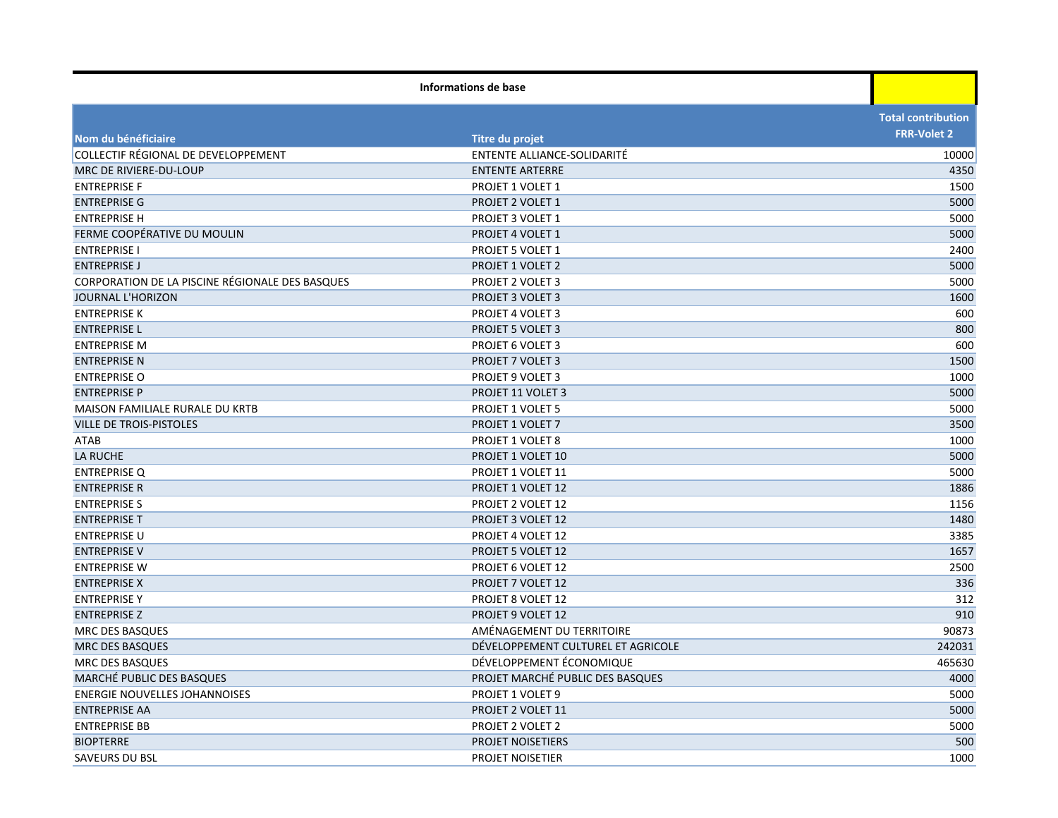| Informations de base | | |
|---|---|---|
| Nom du bénéficiaire | Titre du projet | Total contribution FRR-Volet 2 |
| COLLECTIF RÉGIONAL DE DEVELOPPEMENT | ENTENTE ALLIANCE-SOLIDARITÉ | 10000 |
| MRC DE RIVIERE-DU-LOUP | ENTENTE ARTERRE | 4350 |
| ENTREPRISE F | PROJET 1 VOLET 1 | 1500 |
| ENTREPRISE G | PROJET 2 VOLET 1 | 5000 |
| ENTREPRISE H | PROJET 3 VOLET 1 | 5000 |
| FERME COOPÉRATIVE DU MOULIN | PROJET 4 VOLET 1 | 5000 |
| ENTREPRISE I | PROJET 5 VOLET 1 | 2400 |
| ENTREPRISE J | PROJET 1 VOLET 2 | 5000 |
| CORPORATION DE LA PISCINE RÉGIONALE DES BASQUES | PROJET 2 VOLET 3 | 5000 |
| JOURNAL L'HORIZON | PROJET 3 VOLET 3 | 1600 |
| ENTREPRISE K | PROJET 4 VOLET 3 | 600 |
| ENTREPRISE L | PROJET 5 VOLET 3 | 800 |
| ENTREPRISE M | PROJET 6 VOLET 3 | 600 |
| ENTREPRISE N | PROJET 7 VOLET 3 | 1500 |
| ENTREPRISE O | PROJET 9 VOLET 3 | 1000 |
| ENTREPRISE P | PROJET 11 VOLET 3 | 5000 |
| MAISON FAMILIALE RURALE DU KRTB | PROJET 1 VOLET 5 | 5000 |
| VILLE DE TROIS-PISTOLES | PROJET 1 VOLET 7 | 3500 |
| ATAB | PROJET 1 VOLET 8 | 1000 |
| LA RUCHE | PROJET 1 VOLET 10 | 5000 |
| ENTREPRISE Q | PROJET 1 VOLET 11 | 5000 |
| ENTREPRISE R | PROJET 1 VOLET 12 | 1886 |
| ENTREPRISE S | PROJET 2 VOLET 12 | 1156 |
| ENTREPRISE T | PROJET 3 VOLET 12 | 1480 |
| ENTREPRISE U | PROJET 4 VOLET 12 | 3385 |
| ENTREPRISE V | PROJET 5 VOLET 12 | 1657 |
| ENTREPRISE W | PROJET 6 VOLET 12 | 2500 |
| ENTREPRISE X | PROJET 7 VOLET 12 | 336 |
| ENTREPRISE Y | PROJET 8 VOLET 12 | 312 |
| ENTREPRISE Z | PROJET 9 VOLET 12 | 910 |
| MRC DES BASQUES | AMÉNAGEMENT DU TERRITOIRE | 90873 |
| MRC DES BASQUES | DÉVELOPPEMENT CULTUREL ET AGRICOLE | 242031 |
| MRC DES BASQUES | DÉVELOPPEMENT ÉCONOMIQUE | 465630 |
| MARCHÉ PUBLIC DES BASQUES | PROJET MARCHÉ PUBLIC DES BASQUES | 4000 |
| ENERGIE NOUVELLES JOHANNOISES | PROJET 1 VOLET 9 | 5000 |
| ENTREPRISE AA | PROJET 2 VOLET 11 | 5000 |
| ENTREPRISE BB | PROJET 2 VOLET 2 | 5000 |
| BIOPTERRE | PROJET NOISETIERS | 500 |
| SAVEURS DU BSL | PROJET NOISETIER | 1000 |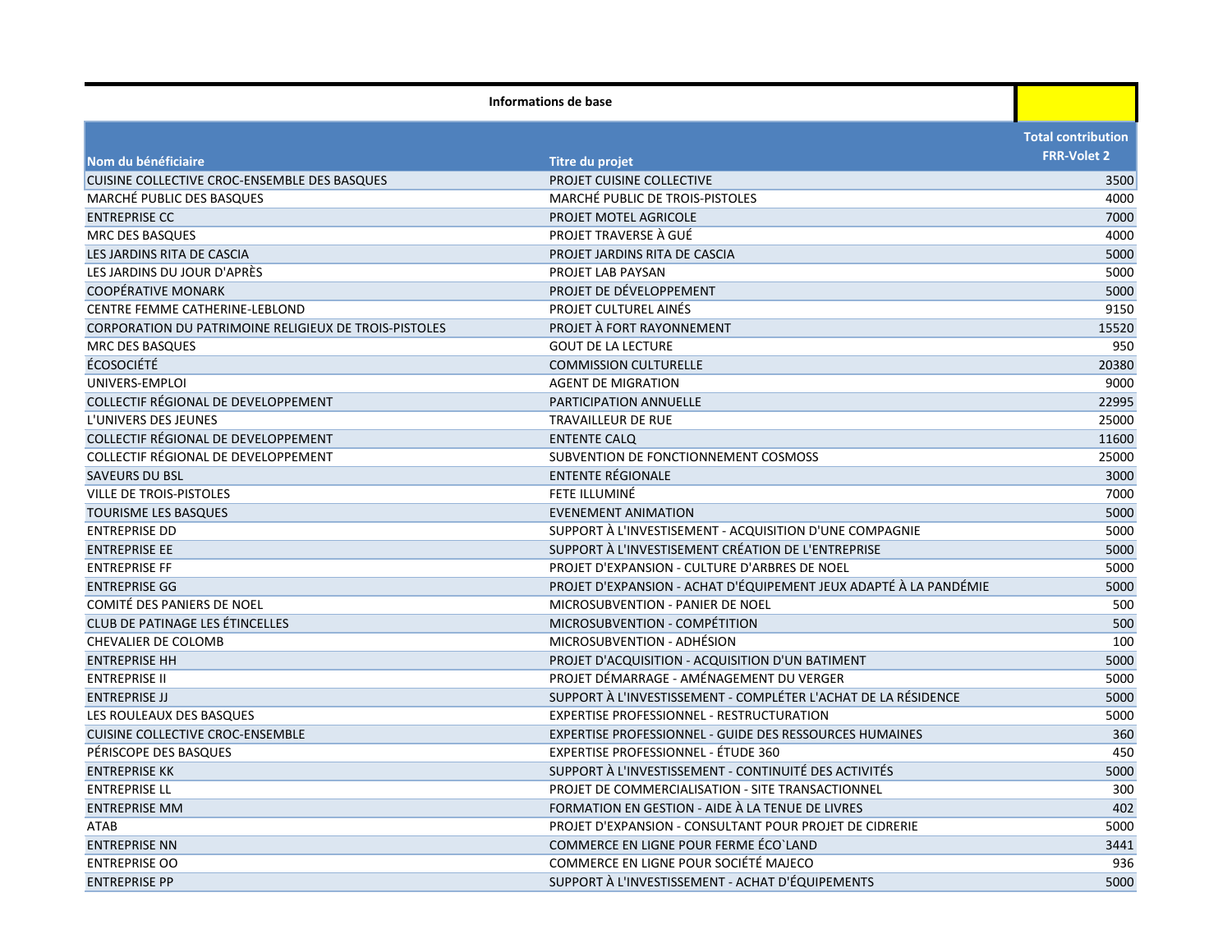**Informations de base**

| Nom du bénéficiaire | Titre du projet | Total contribution FRR-Volet 2 |
|---|---|---|
| CUISINE COLLECTIVE CROC-ENSEMBLE DES BASQUES | PROJET CUISINE COLLECTIVE | 3500 |
| MARCHÉ PUBLIC DES BASQUES | MARCHÉ PUBLIC DE TROIS-PISTOLES | 4000 |
| ENTREPRISE CC | PROJET MOTEL AGRICOLE | 7000 |
| MRC DES BASQUES | PROJET TRAVERSE À GUÉ | 4000 |
| LES JARDINS RITA DE CASCIA | PROJET JARDINS RITA DE CASCIA | 5000 |
| LES JARDINS DU JOUR D'APRÈS | PROJET LAB PAYSAN | 5000 |
| COOPÉRATIVE MONARK | PROJET DE DÉVELOPPEMENT | 5000 |
| CENTRE FEMME CATHERINE-LEBLOND | PROJET CULTUREL AINÉS | 9150 |
| CORPORATION DU PATRIMOINE RELIGIEUX DE TROIS-PISTOLES | PROJET À FORT RAYONNEMENT | 15520 |
| MRC DES BASQUES | GOUT DE LA LECTURE | 950 |
| ÉCOSOCIÉTÉ | COMMISSION CULTURELLE | 20380 |
| UNIVERS-EMPLOI | AGENT DE MIGRATION | 9000 |
| COLLECTIF RÉGIONAL DE DEVELOPPEMENT | PARTICIPATION ANNUELLE | 22995 |
| L'UNIVERS DES JEUNES | TRAVAILLEUR DE RUE | 25000 |
| COLLECTIF RÉGIONAL DE DEVELOPPEMENT | ENTENTE CALQ | 11600 |
| COLLECTIF RÉGIONAL DE DEVELOPPEMENT | SUBVENTION DE FONCTIONNEMENT COSMOSS | 25000 |
| SAVEURS DU BSL | ENTENTE RÉGIONALE | 3000 |
| VILLE DE TROIS-PISTOLES | FETE ILLUMINÉ | 7000 |
| TOURISME LES BASQUES | EVENEMENT ANIMATION | 5000 |
| ENTREPRISE DD | SUPPORT À L'INVESTISSEMENT - ACQUISITION D'UNE COMPAGNIE | 5000 |
| ENTREPRISE EE | SUPPORT À L'INVESTISSEMENT CRÉATION DE L'ENTREPRISE | 5000 |
| ENTREPRISE FF | PROJET D'EXPANSION - CULTURE D'ARBRES DE NOEL | 5000 |
| ENTREPRISE GG | PROJET D'EXPANSION - ACHAT D'ÉQUIPEMENT JEUX ADAPTÉ À LA PANDÉMIE | 5000 |
| COMITÉ DES PANIERS DE NOEL | MICROSUBVENTION - PANIER DE NOEL | 500 |
| CLUB DE PATINAGE LES ÉTINCELLES | MICROSUBVENTION - COMPÉTITION | 500 |
| CHEVALIER DE COLOMB | MICROSUBVENTION - ADHÉSION | 100 |
| ENTREPRISE HH | PROJET D'ACQUISITION - ACQUISITION D'UN BATIMENT | 5000 |
| ENTREPRISE II | PROJET DÉMARRAGE - AMÉNAGEMENT DU VERGER | 5000 |
| ENTREPRISE JJ | SUPPORT À L'INVESTISSEMENT - COMPLÉTER L'ACHAT DE LA RÉSIDENCE | 5000 |
| LES ROULEAUX DES BASQUES | EXPERTISE PROFESSIONNEL - RESTRUCTURATION | 5000 |
| CUISINE COLLECTIVE CROC-ENSEMBLE | EXPERTISE PROFESSIONNEL - GUIDE DES RESSOURCES HUMAINES | 360 |
| PÉRISCOPE DES BASQUES | EXPERTISE PROFESSIONNEL - ÉTUDE 360 | 450 |
| ENTREPRISE KK | SUPPORT À L'INVESTISSEMENT - CONTINUITÉ DES ACTIVITÉS | 5000 |
| ENTREPRISE LL | PROJET DE COMMERCIALISATION - SITE TRANSACTIONNEL | 300 |
| ENTREPRISE MM | FORMATION EN GESTION - AIDE À LA TENUE DE LIVRES | 402 |
| ATAB | PROJET D'EXPANSION - CONSULTANT POUR PROJET DE CIDRERIE | 5000 |
| ENTREPRISE NN | COMMERCE EN LIGNE POUR FERME ÉCO`LAND | 3441 |
| ENTREPRISE OO | COMMERCE EN LIGNE POUR SOCIÉTÉ MAJECO | 936 |
| ENTREPRISE PP | SUPPORT À L'INVESTISSEMENT - ACHAT D'ÉQUIPEMENTS | 5000 |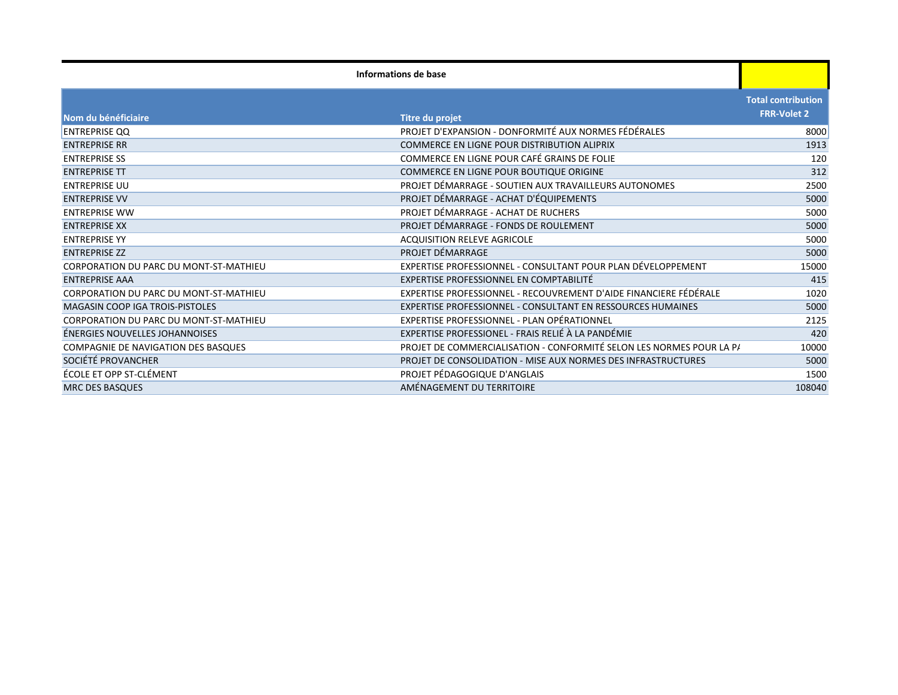| Informations de base | | |
|---|---|---|
| Nom du bénéficiaire | Titre du projet | Total contribution FRR-Volet 2 |
| ENTREPRISE QQ | PROJET D'EXPANSION - DONFORMITÉ AUX NORMES FÉDÉRALES | 8000 |
| ENTREPRISE RR | COMMERCE EN LIGNE POUR DISTRIBUTION ALIPRIX | 1913 |
| ENTREPRISE SS | COMMERCE EN LIGNE POUR CAFÉ GRAINS DE FOLIE | 120 |
| ENTREPRISE TT | COMMERCE EN LIGNE POUR BOUTIQUE ORIGINE | 312 |
| ENTREPRISE UU | PROJET DÉMARRAGE - SOUTIEN AUX TRAVAILLEURS AUTONOMES | 2500 |
| ENTREPRISE VV | PROJET DÉMARRAGE - ACHAT D'ÉQUIPEMENTS | 5000 |
| ENTREPRISE WW | PROJET DÉMARRAGE - ACHAT DE RUCHERS | 5000 |
| ENTREPRISE XX | PROJET DÉMARRAGE - FONDS DE ROULEMENT | 5000 |
| ENTREPRISE YY | ACQUISITION RELEVE AGRICOLE | 5000 |
| ENTREPRISE ZZ | PROJET DÉMARRAGE | 5000 |
| CORPORATION DU PARC DU MONT-ST-MATHIEU | EXPERTISE PROFESSIONNEL - CONSULTANT POUR PLAN DÉVELOPPEMENT | 15000 |
| ENTREPRISE AAA | EXPERTISE PROFESSIONNEL EN COMPTABILITÉ | 415 |
| CORPORATION DU PARC DU MONT-ST-MATHIEU | EXPERTISE PROFESSIONNEL - RECOUVREMENT D'AIDE FINANCIERE FÉDÉRALE | 1020 |
| MAGASIN COOP IGA TROIS-PISTOLES | EXPERTISE PROFESSIONNEL - CONSULTANT EN RESSOURCES HUMAINES | 5000 |
| CORPORATION DU PARC DU MONT-ST-MATHIEU | EXPERTISE PROFESSIONNEL - PLAN OPÉRATIONNEL | 2125 |
| ÉNERGIES NOUVELLES JOHANNOISES | EXPERTISE PROFESSIONEL - FRAIS RELIÉ À LA PANDÉMIE | 420 |
| COMPAGNIE DE NAVIGATION DES BASQUES | PROJET DE COMMERCIALISATION - CONFORMITÉ SELON LES NORMES POUR LA PA | 10000 |
| SOCIÉTÉ PROVANCHER | PROJET DE CONSOLIDATION - MISE AUX NORMES DES INFRASTRUCTURES | 5000 |
| ÉCOLE ET OPP ST-CLÉMENT | PROJET PÉDAGOGIQUE D'ANGLAIS | 1500 |
| MRC DES BASQUES | AMÉNAGEMENT DU TERRITOIRE | 108040 |